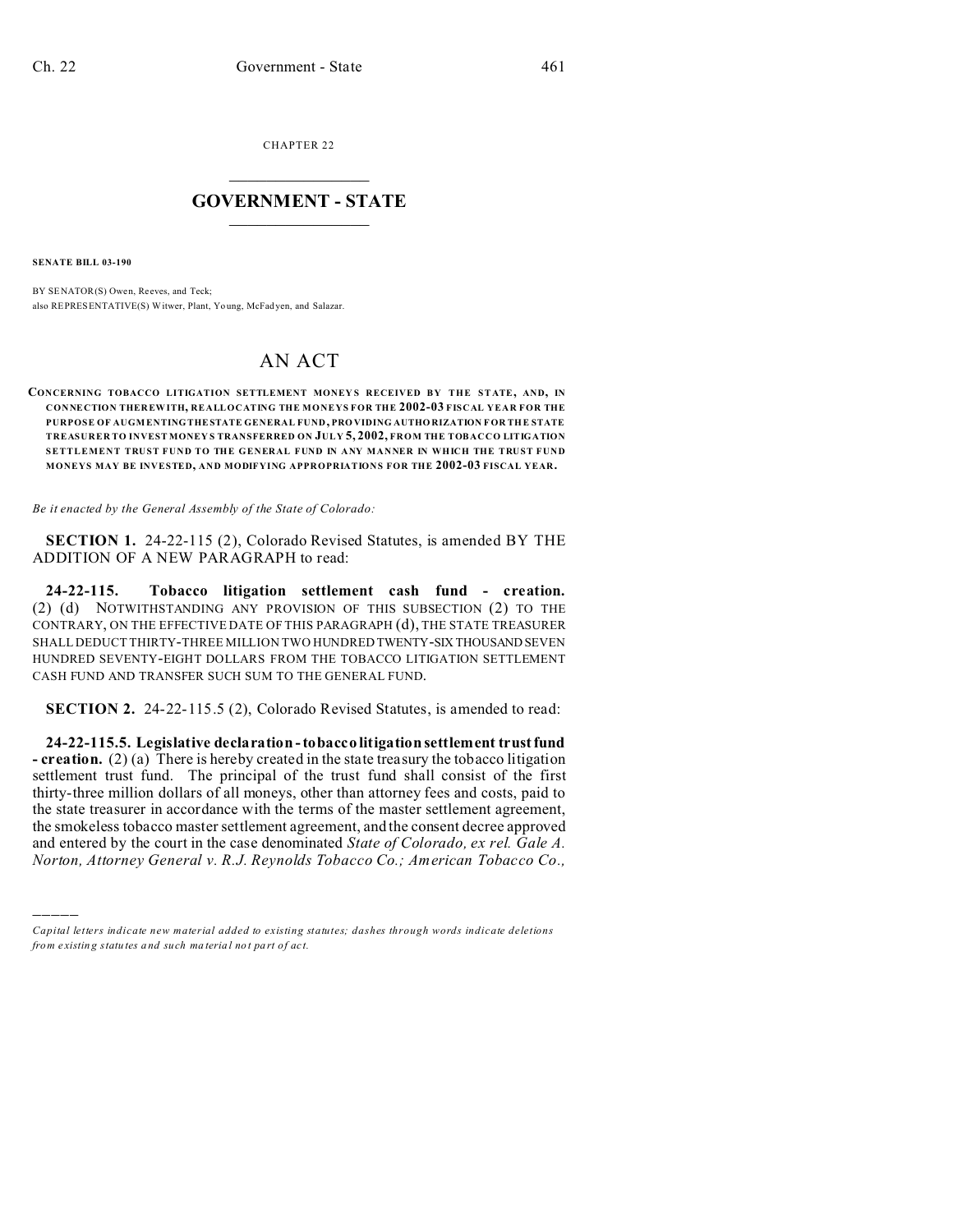CHAPTER 22

# GOVERNMENT - STATE

**SENATE BILL 03-190**

BY SENATOR(S) Owen, Reeves, and Teck;
also REPRESENTATIVE(S) Witwer, Plant, Young, McFadyen, and Salazar.

# AN ACT

**CONCERNING TOBACCO LITIGATION SETTLEMENT MONEYS RECEIVED BY THE STATE, AND, IN CONNECTION THEREWITH, REALLOCATING THE MONEYS FOR THE 2002-03 FISCAL YEAR FOR THE PURPOSE OF AUGMENTING THE STATE GENERAL FUND, PROVIDING AUTHORIZATION FOR THE STATE TREASURER TO INVEST MONEYS TRANSFERRED ON JULY 5, 2002, FROM THE TOBACCO LITIGATION SETTLEMENT TRUST FUND TO THE GENERAL FUND IN ANY MANNER IN WHICH THE TRUST FUND MONEYS MAY BE INVESTED, AND MODIFYING APPROPRIATIONS FOR THE 2002-03 FISCAL YEAR.**

*Be it enacted by the General Assembly of the State of Colorado:*

**SECTION 1.** 24-22-115 (2), Colorado Revised Statutes, is amended BY THE ADDITION OF A NEW PARAGRAPH to read:

**24-22-115. Tobacco litigation settlement cash fund - creation.** (2) (d) NOTWITHSTANDING ANY PROVISION OF THIS SUBSECTION (2) TO THE CONTRARY, ON THE EFFECTIVE DATE OF THIS PARAGRAPH (d), THE STATE TREASURER SHALL DEDUCT THIRTY-THREE MILLION TWO HUNDRED TWENTY-SIX THOUSAND SEVEN HUNDRED SEVENTY-EIGHT DOLLARS FROM THE TOBACCO LITIGATION SETTLEMENT CASH FUND AND TRANSFER SUCH SUM TO THE GENERAL FUND.

**SECTION 2.** 24-22-115.5 (2), Colorado Revised Statutes, is amended to read:

**24-22-115.5. Legislative declaration - tobacco litigation settlement trust fund - creation.** (2) (a) There is hereby created in the state treasury the tobacco litigation settlement trust fund. The principal of the trust fund shall consist of the first thirty-three million dollars of all moneys, other than attorney fees and costs, paid to the state treasurer in accordance with the terms of the master settlement agreement, the smokeless tobacco master settlement agreement, and the consent decree approved and entered by the court in the case denominated *State of Colorado, ex rel. Gale A. Norton, Attorney General v. R.J. Reynolds Tobacco Co.; American Tobacco Co.,*

---

*Capital letters indicate new material added to existing statutes; dashes through words indicate deletions from existing statutes and such material not part of act.*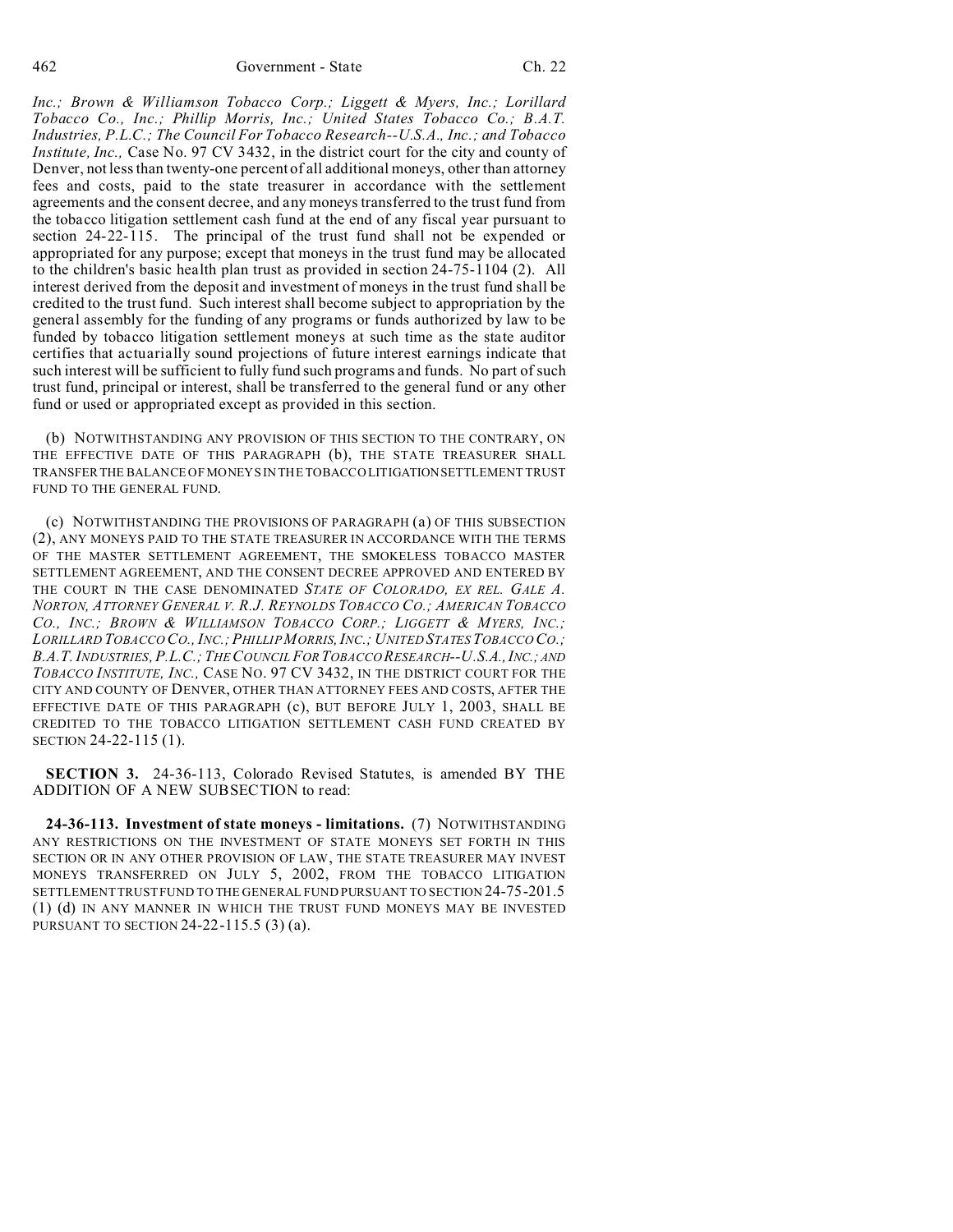*Inc.; Brown & Williamson Tobacco Corp.; Liggett & Myers, Inc.; Lorillard Tobacco Co., Inc.; Phillip Morris, Inc.; United States Tobacco Co.; B.A.T. Industries, P.L.C.; The Council For Tobacco Research--U.S.A., Inc.; and Tobacco Institute, Inc.,* Case No. 97 CV 3432, in the district court for the city and county of Denver, not less than twenty-one percent of all additional moneys, other than attorney fees and costs, paid to the state treasurer in accordance with the settlement agreements and the consent decree, and any moneys transferred to the trust fund from the tobacco litigation settlement cash fund at the end of any fiscal year pursuant to section 24-22-115. The principal of the trust fund shall not be expended or appropriated for any purpose; except that moneys in the trust fund may be allocated to the children's basic health plan trust as provided in section 24-75-1104 (2). All interest derived from the deposit and investment of moneys in the trust fund shall be credited to the trust fund. Such interest shall become subject to appropriation by the general assembly for the funding of any programs or funds authorized by law to be funded by tobacco litigation settlement moneys at such time as the state auditor certifies that actuarially sound projections of future interest earnings indicate that such interest will be sufficient to fully fund such programs and funds. No part of such trust fund, principal or interest, shall be transferred to the general fund or any other fund or used or appropriated except as provided in this section.

(b) NOTWITHSTANDING ANY PROVISION OF THIS SECTION TO THE CONTRARY, ON THE EFFECTIVE DATE OF THIS PARAGRAPH (b), THE STATE TREASURER SHALL TRANSFER THE BALANCE OF MONEYS IN THE TOBACCO LITIGATION SETTLEMENT TRUST FUND TO THE GENERAL FUND.

(c) NOTWITHSTANDING THE PROVISIONS OF PARAGRAPH (a) OF THIS SUBSECTION (2), ANY MONEYS PAID TO THE STATE TREASURER IN ACCORDANCE WITH THE TERMS OF THE MASTER SETTLEMENT AGREEMENT, THE SMOKELESS TOBACCO MASTER SETTLEMENT AGREEMENT, AND THE CONSENT DECREE APPROVED AND ENTERED BY THE COURT IN THE CASE DENOMINATED *STATE OF COLORADO, EX REL. GALE A. NORTON, ATTORNEY GENERAL V. R.J. REYNOLDS TOBACCO CO.; AMERICAN TOBACCO CO., INC.; BROWN & WILLIAMSON TOBACCO CORP.; LIGGETT & MYERS, INC.; LORILLARD TOBACCO CO., INC.; PHILLIP MORRIS, INC.; UNITED STATES TOBACCO CO.; B.A.T. INDUSTRIES, P.L.C.; THE COUNCIL FOR TOBACCO RESEARCH--U.S.A., INC.; AND TOBACCO INSTITUTE, INC.,* CASE NO. 97 CV 3432, IN THE DISTRICT COURT FOR THE CITY AND COUNTY OF DENVER, OTHER THAN ATTORNEY FEES AND COSTS, AFTER THE EFFECTIVE DATE OF THIS PARAGRAPH (c), BUT BEFORE JULY 1, 2003, SHALL BE CREDITED TO THE TOBACCO LITIGATION SETTLEMENT CASH FUND CREATED BY SECTION 24-22-115 (1).

**SECTION 3.** 24-36-113, Colorado Revised Statutes, is amended BY THE ADDITION OF A NEW SUBSECTION to read:

**24-36-113. Investment of state moneys - limitations.** (7) NOTWITHSTANDING ANY RESTRICTIONS ON THE INVESTMENT OF STATE MONEYS SET FORTH IN THIS SECTION OR IN ANY OTHER PROVISION OF LAW, THE STATE TREASURER MAY INVEST MONEYS TRANSFERRED ON JULY 5, 2002, FROM THE TOBACCO LITIGATION SETTLEMENT TRUST FUND TO THE GENERAL FUND PURSUANT TO SECTION 24-75-201.5 (1) (d) IN ANY MANNER IN WHICH THE TRUST FUND MONEYS MAY BE INVESTED PURSUANT TO SECTION 24-22-115.5 (3) (a).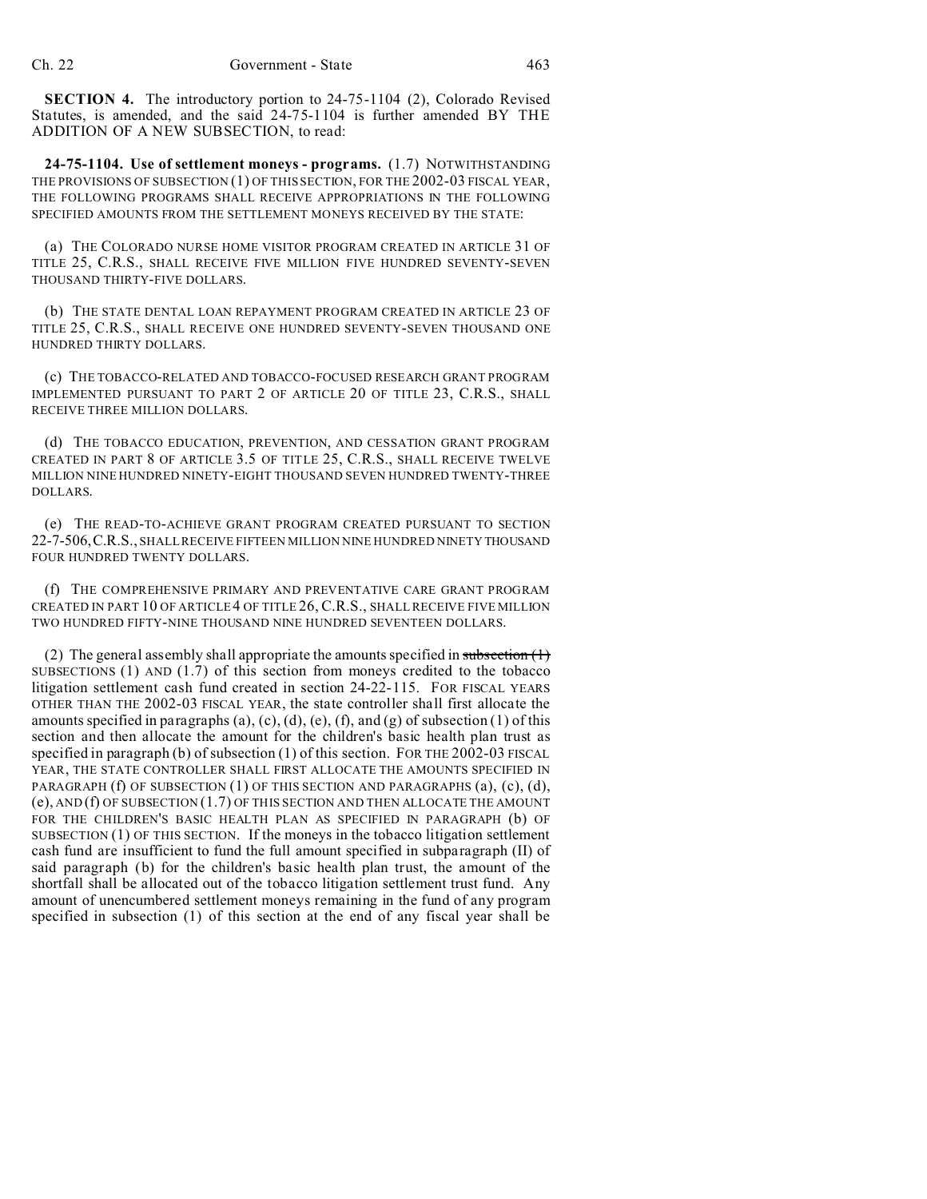**SECTION 4.** The introductory portion to 24-75-1104 (2), Colorado Revised Statutes, is amended, and the said 24-75-1104 is further amended BY THE ADDITION OF A NEW SUBSECTION, to read:

**24-75-1104. Use of settlement moneys - programs.** (1.7) NOTWITHSTANDING THE PROVISIONS OF SUBSECTION (1) OF THIS SECTION, FOR THE 2002-03 FISCAL YEAR, THE FOLLOWING PROGRAMS SHALL RECEIVE APPROPRIATIONS IN THE FOLLOWING SPECIFIED AMOUNTS FROM THE SETTLEMENT MONEYS RECEIVED BY THE STATE:

(a) THE COLORADO NURSE HOME VISITOR PROGRAM CREATED IN ARTICLE 31 OF TITLE 25, C.R.S., SHALL RECEIVE FIVE MILLION FIVE HUNDRED SEVENTY-SEVEN THOUSAND THIRTY-FIVE DOLLARS.

(b) THE STATE DENTAL LOAN REPAYMENT PROGRAM CREATED IN ARTICLE 23 OF TITLE 25, C.R.S., SHALL RECEIVE ONE HUNDRED SEVENTY-SEVEN THOUSAND ONE HUNDRED THIRTY DOLLARS.

(c) THE TOBACCO-RELATED AND TOBACCO-FOCUSED RESEARCH GRANT PROGRAM IMPLEMENTED PURSUANT TO PART 2 OF ARTICLE 20 OF TITLE 23, C.R.S., SHALL RECEIVE THREE MILLION DOLLARS.

(d) THE TOBACCO EDUCATION, PREVENTION, AND CESSATION GRANT PROGRAM CREATED IN PART 8 OF ARTICLE 3.5 OF TITLE 25, C.R.S., SHALL RECEIVE TWELVE MILLION NINE HUNDRED NINETY-EIGHT THOUSAND SEVEN HUNDRED TWENTY-THREE DOLLARS.

(e) THE READ-TO-ACHIEVE GRANT PROGRAM CREATED PURSUANT TO SECTION 22-7-506, C.R.S., SHALL RECEIVE FIFTEEN MILLION NINE HUNDRED NINETY THOUSAND FOUR HUNDRED TWENTY DOLLARS.

(f) THE COMPREHENSIVE PRIMARY AND PREVENTATIVE CARE GRANT PROGRAM CREATED IN PART 10 OF ARTICLE 4 OF TITLE 26, C.R.S., SHALL RECEIVE FIVE MILLION TWO HUNDRED FIFTY-NINE THOUSAND NINE HUNDRED SEVENTEEN DOLLARS.

(2) The general assembly shall appropriate the amounts specified in ~~subsection (1)~~ SUBSECTIONS (1) AND (1.7) of this section from moneys credited to the tobacco litigation settlement cash fund created in section 24-22-115. FOR FISCAL YEARS OTHER THAN THE 2002-03 FISCAL YEAR, the state controller shall first allocate the amounts specified in paragraphs (a), (c), (d), (e), (f), and (g) of subsection (1) of this section and then allocate the amount for the children's basic health plan trust as specified in paragraph (b) of subsection (1) of this section. FOR THE 2002-03 FISCAL YEAR, THE STATE CONTROLLER SHALL FIRST ALLOCATE THE AMOUNTS SPECIFIED IN PARAGRAPH (f) OF SUBSECTION (1) OF THIS SECTION AND PARAGRAPHS (a), (c), (d), (e), AND (f) OF SUBSECTION (1.7) OF THIS SECTION AND THEN ALLOCATE THE AMOUNT FOR THE CHILDREN'S BASIC HEALTH PLAN AS SPECIFIED IN PARAGRAPH (b) OF SUBSECTION (1) OF THIS SECTION. If the moneys in the tobacco litigation settlement cash fund are insufficient to fund the full amount specified in subparagraph (II) of said paragraph (b) for the children's basic health plan trust, the amount of the shortfall shall be allocated out of the tobacco litigation settlement trust fund. Any amount of unencumbered settlement moneys remaining in the fund of any program specified in subsection (1) of this section at the end of any fiscal year shall be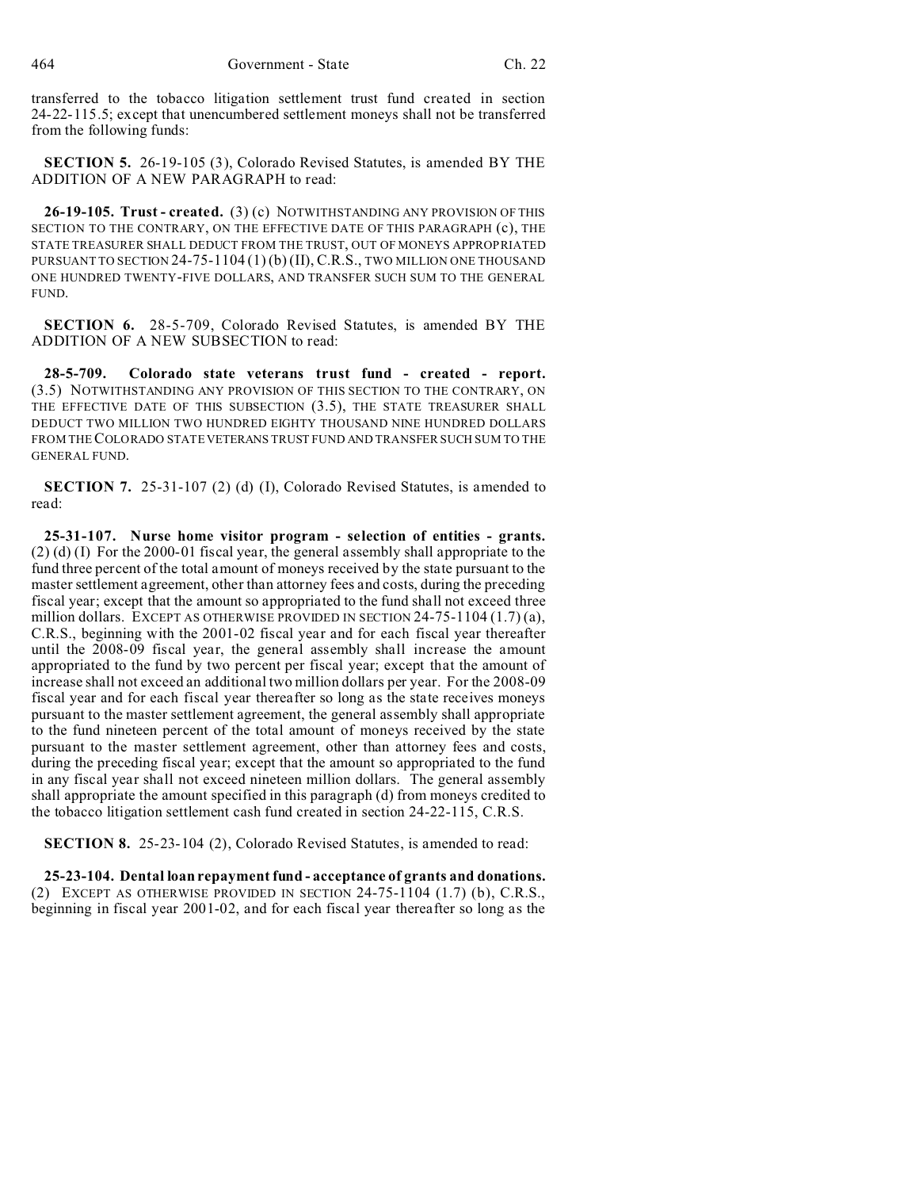transferred to the tobacco litigation settlement trust fund created in section 24-22-115.5; except that unencumbered settlement moneys shall not be transferred from the following funds:

**SECTION 5.** 26-19-105 (3), Colorado Revised Statutes, is amended BY THE ADDITION OF A NEW PARAGRAPH to read:

**26-19-105. Trust - created.** (3) (c) NOTWITHSTANDING ANY PROVISION OF THIS SECTION TO THE CONTRARY, ON THE EFFECTIVE DATE OF THIS PARAGRAPH (c), THE STATE TREASURER SHALL DEDUCT FROM THE TRUST, OUT OF MONEYS APPROPRIATED PURSUANT TO SECTION 24-75-1104 (1) (b) (II), C.R.S., TWO MILLION ONE THOUSAND ONE HUNDRED TWENTY-FIVE DOLLARS, AND TRANSFER SUCH SUM TO THE GENERAL FUND.

**SECTION 6.** 28-5-709, Colorado Revised Statutes, is amended BY THE ADDITION OF A NEW SUBSECTION to read:

**28-5-709. Colorado state veterans trust fund - created - report.** (3.5) NOTWITHSTANDING ANY PROVISION OF THIS SECTION TO THE CONTRARY, ON THE EFFECTIVE DATE OF THIS SUBSECTION (3.5), THE STATE TREASURER SHALL DEDUCT TWO MILLION TWO HUNDRED EIGHTY THOUSAND NINE HUNDRED DOLLARS FROM THE COLORADO STATE VETERANS TRUST FUND AND TRANSFER SUCH SUM TO THE GENERAL FUND.

**SECTION 7.** 25-31-107 (2) (d) (I), Colorado Revised Statutes, is amended to read:

**25-31-107. Nurse home visitor program - selection of entities - grants.** (2) (d) (I) For the 2000-01 fiscal year, the general assembly shall appropriate to the fund three percent of the total amount of moneys received by the state pursuant to the master settlement agreement, other than attorney fees and costs, during the preceding fiscal year; except that the amount so appropriated to the fund shall not exceed three million dollars. EXCEPT AS OTHERWISE PROVIDED IN SECTION 24-75-1104 (1.7) (a), C.R.S., beginning with the 2001-02 fiscal year and for each fiscal year thereafter until the 2008-09 fiscal year, the general assembly shall increase the amount appropriated to the fund by two percent per fiscal year; except that the amount of increase shall not exceed an additional two million dollars per year. For the 2008-09 fiscal year and for each fiscal year thereafter so long as the state receives moneys pursuant to the master settlement agreement, the general assembly shall appropriate to the fund nineteen percent of the total amount of moneys received by the state pursuant to the master settlement agreement, other than attorney fees and costs, during the preceding fiscal year; except that the amount so appropriated to the fund in any fiscal year shall not exceed nineteen million dollars. The general assembly shall appropriate the amount specified in this paragraph (d) from moneys credited to the tobacco litigation settlement cash fund created in section 24-22-115, C.R.S.

**SECTION 8.** 25-23-104 (2), Colorado Revised Statutes, is amended to read:

**25-23-104. Dental loan repayment fund - acceptance of grants and donations.** (2) EXCEPT AS OTHERWISE PROVIDED IN SECTION 24-75-1104 (1.7) (b), C.R.S., beginning in fiscal year 2001-02, and for each fiscal year thereafter so long as the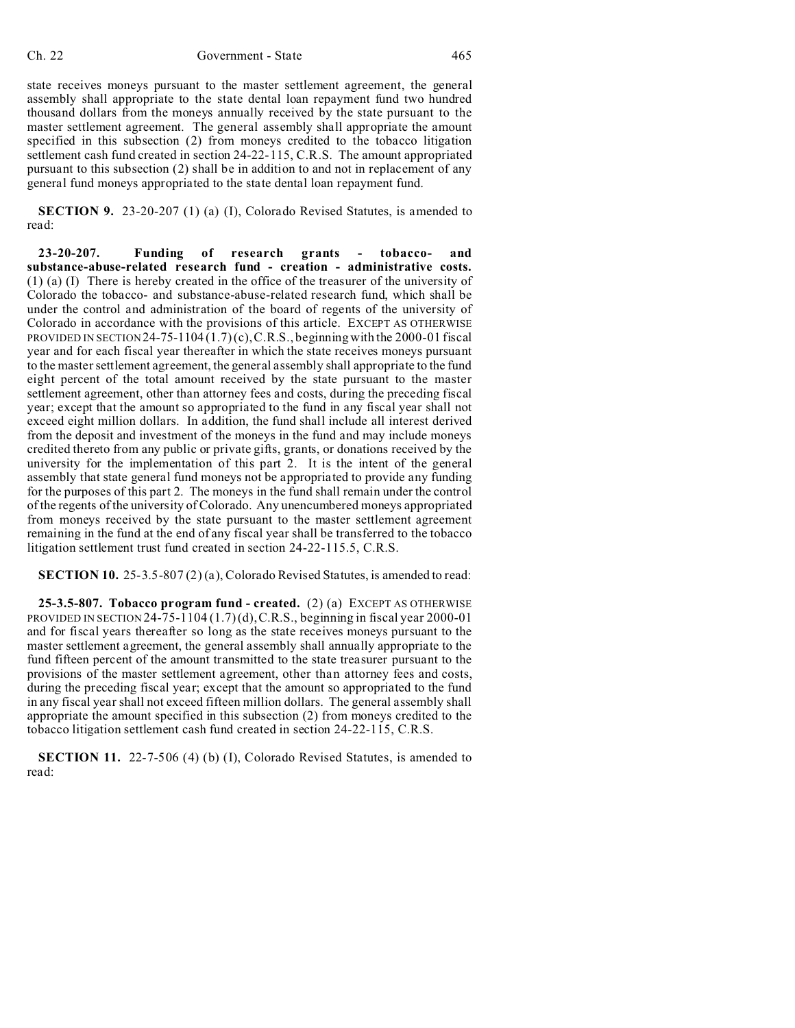state receives moneys pursuant to the master settlement agreement, the general assembly shall appropriate to the state dental loan repayment fund two hundred thousand dollars from the moneys annually received by the state pursuant to the master settlement agreement. The general assembly shall appropriate the amount specified in this subsection (2) from moneys credited to the tobacco litigation settlement cash fund created in section 24-22-115, C.R.S. The amount appropriated pursuant to this subsection (2) shall be in addition to and not in replacement of any general fund moneys appropriated to the state dental loan repayment fund.

**SECTION 9.** 23-20-207 (1) (a) (I), Colorado Revised Statutes, is amended to read:

**23-20-207. Funding of research grants - tobacco- and substance-abuse-related research fund - creation - administrative costs.** (1) (a) (I) There is hereby created in the office of the treasurer of the university of Colorado the tobacco- and substance-abuse-related research fund, which shall be under the control and administration of the board of regents of the university of Colorado in accordance with the provisions of this article. EXCEPT AS OTHERWISE PROVIDED IN SECTION 24-75-1104 (1.7) (c), C.R.S., beginning with the 2000-01 fiscal year and for each fiscal year thereafter in which the state receives moneys pursuant to the master settlement agreement, the general assembly shall appropriate to the fund eight percent of the total amount received by the state pursuant to the master settlement agreement, other than attorney fees and costs, during the preceding fiscal year; except that the amount so appropriated to the fund in any fiscal year shall not exceed eight million dollars. In addition, the fund shall include all interest derived from the deposit and investment of the moneys in the fund and may include moneys credited thereto from any public or private gifts, grants, or donations received by the university for the implementation of this part 2. It is the intent of the general assembly that state general fund moneys not be appropriated to provide any funding for the purposes of this part 2. The moneys in the fund shall remain under the control of the regents of the university of Colorado. Any unencumbered moneys appropriated from moneys received by the state pursuant to the master settlement agreement remaining in the fund at the end of any fiscal year shall be transferred to the tobacco litigation settlement trust fund created in section 24-22-115.5, C.R.S.

**SECTION 10.** 25-3.5-807 (2) (a), Colorado Revised Statutes, is amended to read:

**25-3.5-807. Tobacco program fund - created.** (2) (a) EXCEPT AS OTHERWISE PROVIDED IN SECTION 24-75-1104 (1.7) (d), C.R.S., beginning in fiscal year 2000-01 and for fiscal years thereafter so long as the state receives moneys pursuant to the master settlement agreement, the general assembly shall annually appropriate to the fund fifteen percent of the amount transmitted to the state treasurer pursuant to the provisions of the master settlement agreement, other than attorney fees and costs, during the preceding fiscal year; except that the amount so appropriated to the fund in any fiscal year shall not exceed fifteen million dollars. The general assembly shall appropriate the amount specified in this subsection (2) from moneys credited to the tobacco litigation settlement cash fund created in section 24-22-115, C.R.S.

**SECTION 11.** 22-7-506 (4) (b) (I), Colorado Revised Statutes, is amended to read: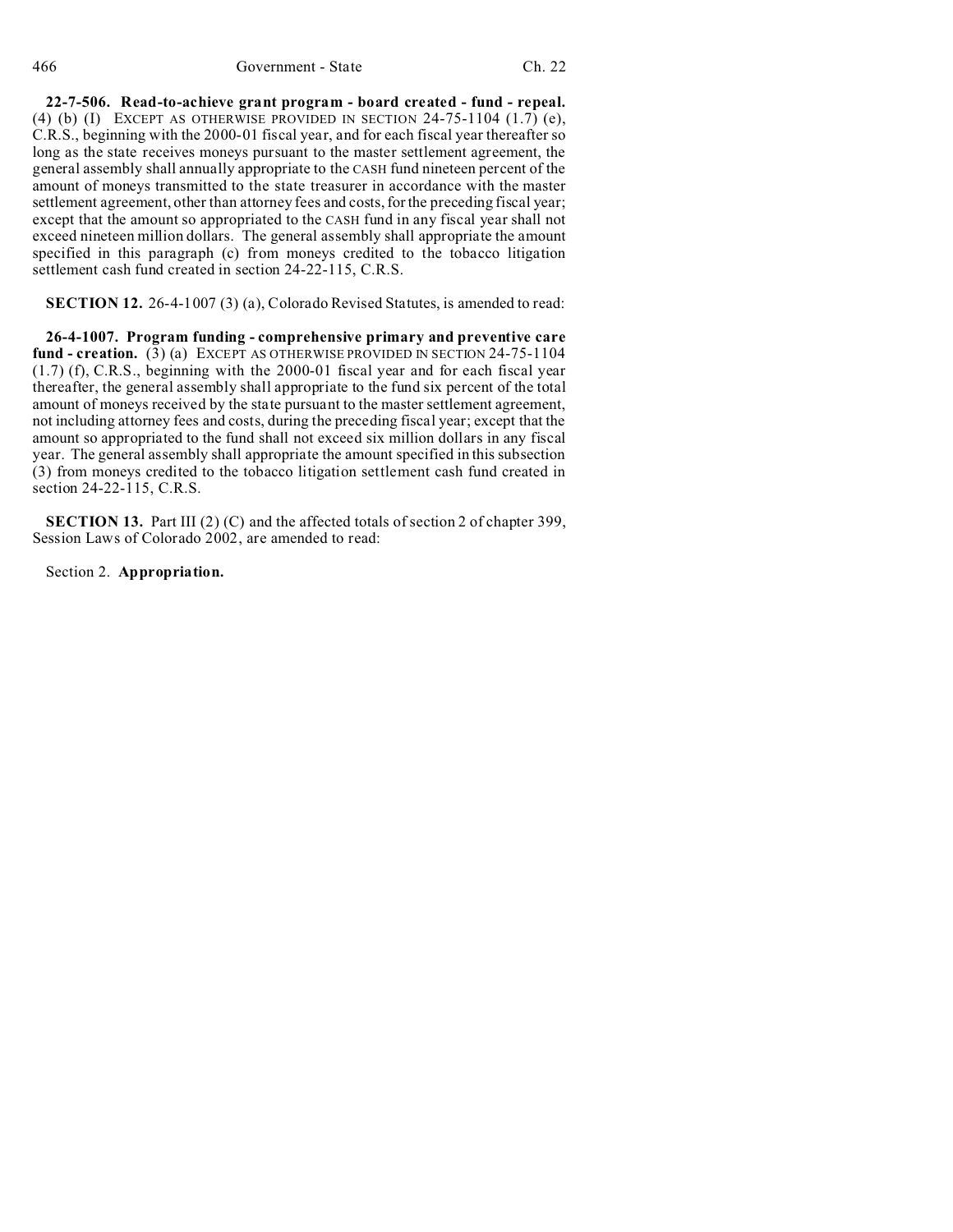**22-7-506. Read-to-achieve grant program - board created - fund - repeal.** (4) (b) (I) EXCEPT AS OTHERWISE PROVIDED IN SECTION 24-75-1104 (1.7) (e), C.R.S., beginning with the 2000-01 fiscal year, and for each fiscal year thereafter so long as the state receives moneys pursuant to the master settlement agreement, the general assembly shall annually appropriate to the CASH fund nineteen percent of the amount of moneys transmitted to the state treasurer in accordance with the master settlement agreement, other than attorney fees and costs, for the preceding fiscal year; except that the amount so appropriated to the CASH fund in any fiscal year shall not exceed nineteen million dollars. The general assembly shall appropriate the amount specified in this paragraph (c) from moneys credited to the tobacco litigation settlement cash fund created in section 24-22-115, C.R.S.

**SECTION 12.** 26-4-1007 (3) (a), Colorado Revised Statutes, is amended to read:

**26-4-1007. Program funding - comprehensive primary and preventive care fund - creation.** (3) (a) EXCEPT AS OTHERWISE PROVIDED IN SECTION 24-75-1104 (1.7) (f), C.R.S., beginning with the 2000-01 fiscal year and for each fiscal year thereafter, the general assembly shall appropriate to the fund six percent of the total amount of moneys received by the state pursuant to the master settlement agreement, not including attorney fees and costs, during the preceding fiscal year; except that the amount so appropriated to the fund shall not exceed six million dollars in any fiscal year. The general assembly shall appropriate the amount specified in this subsection (3) from moneys credited to the tobacco litigation settlement cash fund created in section 24-22-115, C.R.S.

**SECTION 13.** Part III (2) (C) and the affected totals of section 2 of chapter 399, Session Laws of Colorado 2002, are amended to read:

Section 2. **Appropriation.**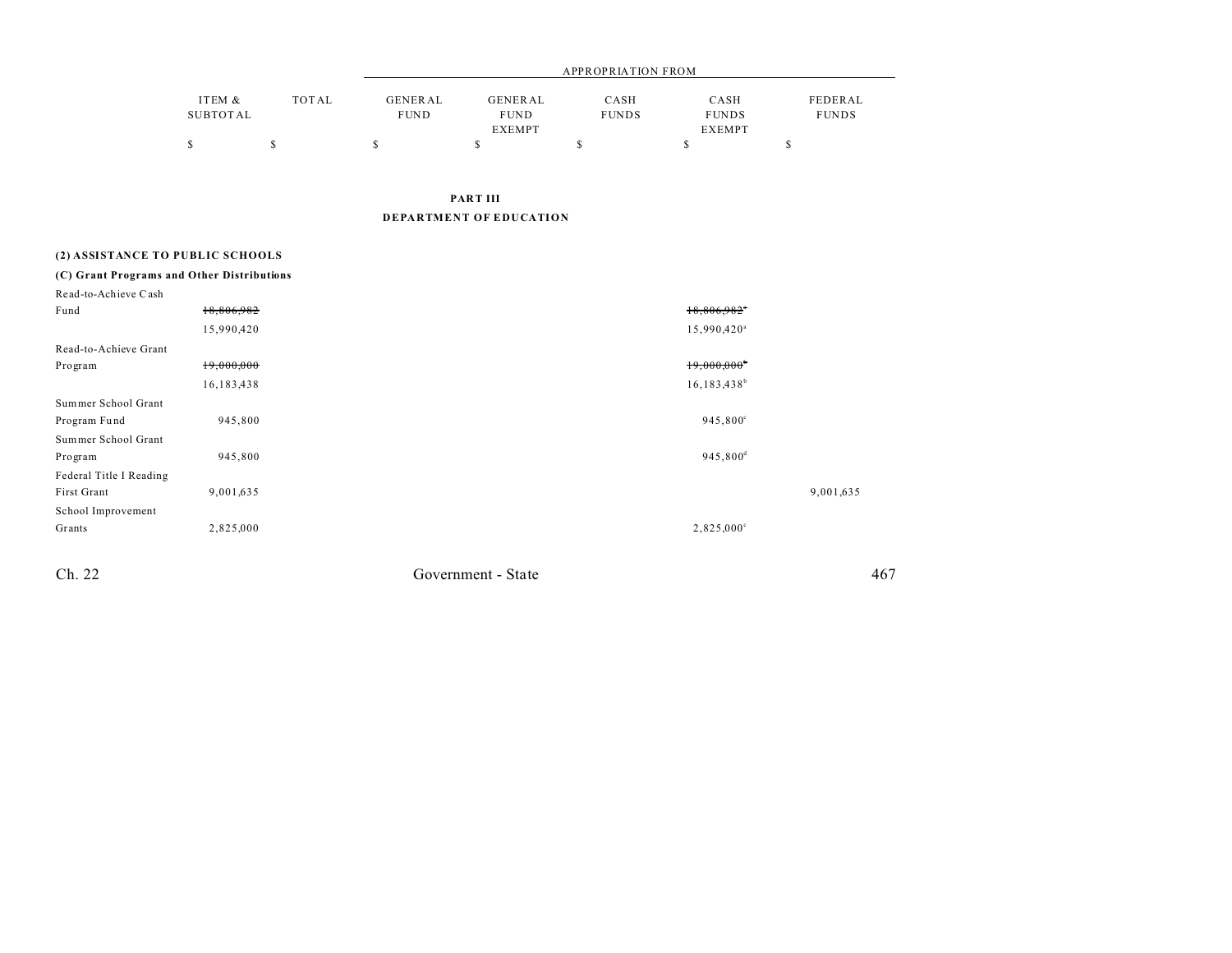| | ITEM & SUBTOTAL | TOTAL | APPROPRIATION FROM GENERAL FUND | GENERAL FUND EXEMPT | CASH FUNDS | CASH FUNDS EXEMPT | FEDERAL FUNDS |
|---|---|---|---|---|---|---|---|
| | $ | $ | $ | $ | $ | $ | $ |

## PART III
## DEPARTMENT OF EDUCATION

**(2) ASSISTANCE TO PUBLIC SCHOOLS**

**(C) Grant Programs and Other Distributions**

| | ITEM & SUBTOTAL | TOTAL | GENERAL FUND | GENERAL FUND EXEMPT | CASH FUNDS | CASH FUNDS EXEMPT | FEDERAL FUNDS |
|---|---|---|---|---|---|---|---|
| Read-to-Achieve Cash Fund | ~~18,806,982~~ | | | | | ~~18,806,982~~[a] | |
| | 15,990,420 | | | | | 15,990,420[a] | |
| Read-to-Achieve Grant Program | ~~19,000,000~~ | | | | | ~~19,000,000~~[b] | |
| | 16,183,438 | | | | | 16,183,438[b] | |
| Summer School Grant Program Fund | 945,800 | | | | | 945,800[c] | |
| Summer School Grant Program | 945,800 | | | | | 945,800[d] | |
| Federal Title I Reading First Grant | 9,001,635 | | | | | | 9,001,635 |
| School Improvement Grants | 2,825,000 | | | | | 2,825,000[e] | |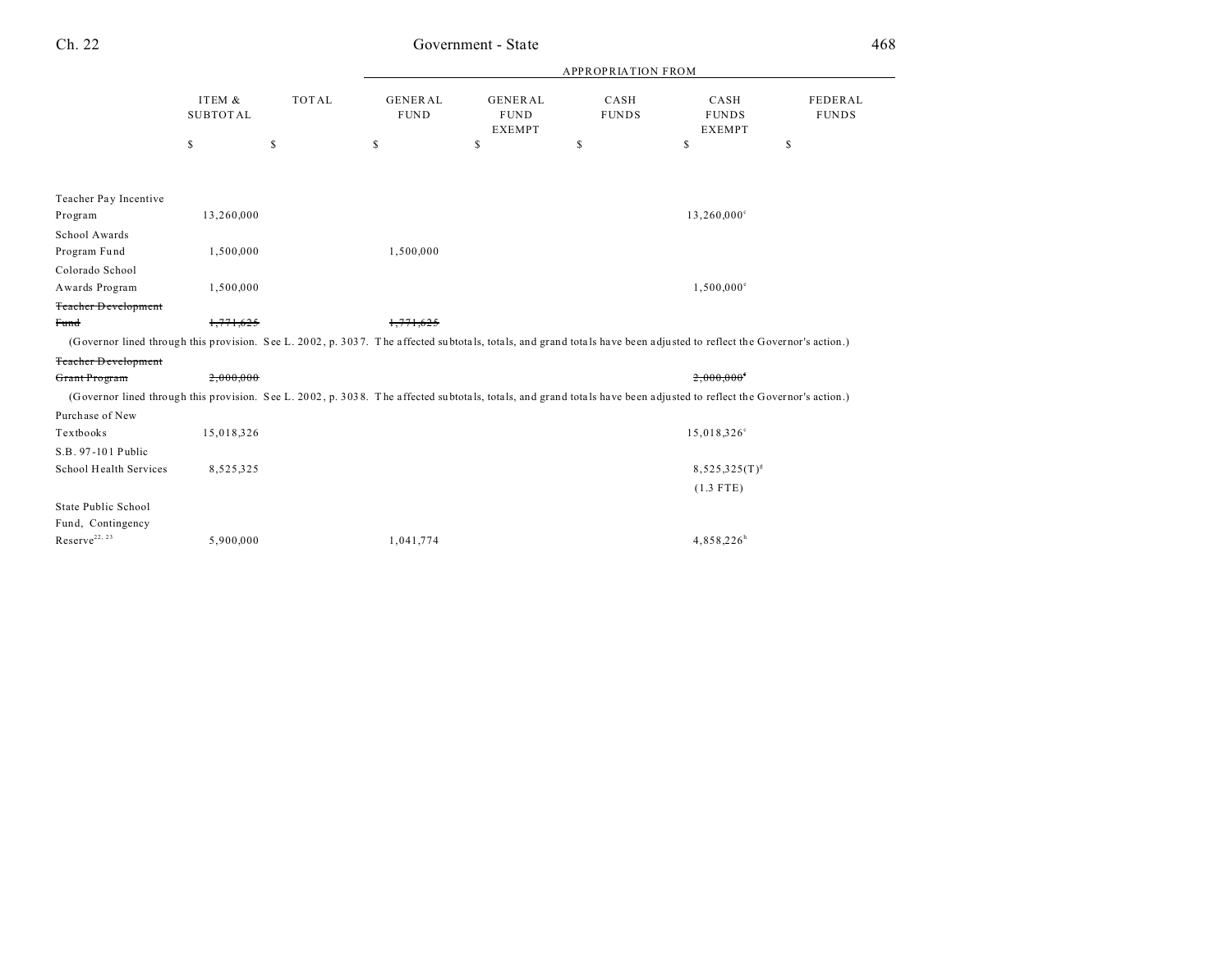| | ITEM & SUBTOTAL | TOTAL | APPROPRIATION FROM GENERAL FUND | GENERAL FUND EXEMPT | CASH FUNDS | CASH FUNDS EXEMPT | FEDERAL FUNDS |
|---|---|---|---|---|---|---|---|
| | $ | $ | $ | $ | $ | $ | $ |
| Teacher Pay Incentive Program | 13,260,000 | | | | | 13,260,000[c] | |
| School Awards Program Fund | 1,500,000 | | 1,500,000 | | | | |
| Colorado School Awards Program | 1,500,000 | | | | | 1,500,000[e] | |
| ~~Teacher Development Fund~~ | ~~1,771,625~~ | | ~~1,771,625~~ | | | | |
| (Governor lined through this provision. See L. 2002, p. 3037. The affected subtotals, totals, and grand totals have been adjusted to reflect the Governor's action.) | | | | | | | |
| ~~Teacher Development Grant Program~~ | ~~2,000,000~~ | | | | | ~~2,000,000[f]~~ | |
| (Governor lined through this provision. See L. 2002, p. 3038. The affected subtotals, totals, and grand totals have been adjusted to reflect the Governor's action.) | | | | | | | |
| Purchase of New Textbooks | 15,018,326 | | | | | 15,018,326[c] | |
| S.B. 97-101 Public School Health Services | 8,525,325 | | | | | 8,525,325(T)[g] (1.3 FTE) | |
| State Public School Fund, Contingency Reserve[22, 23] | 5,900,000 | | 1,041,774 | | | 4,858,226[h] | |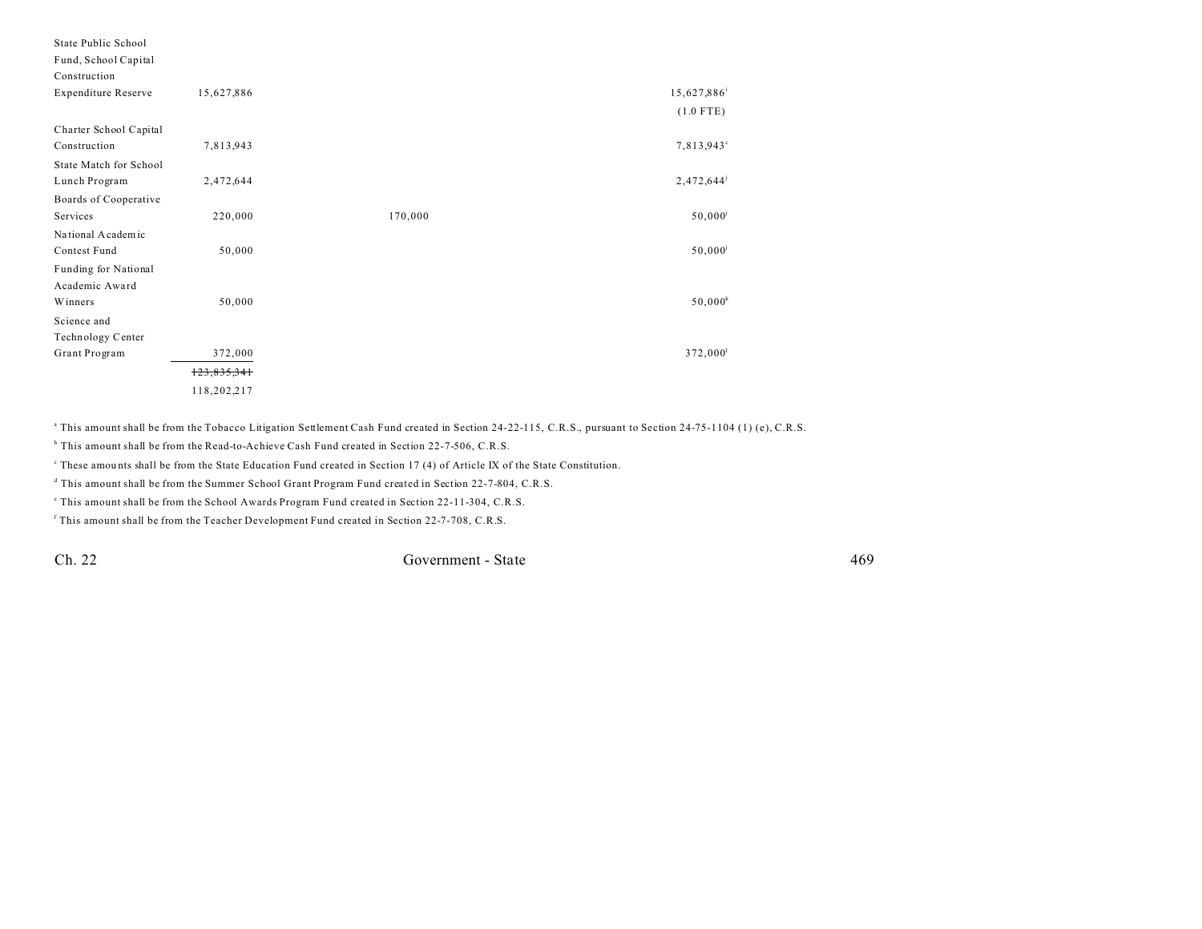| | | | | |
|---|---|---|---|---|
| State Public School Fund, School Capital Construction Expenditure Reserve | 15,627,886 | | | 15,627,886[i] (1.0 FTE) |
| Charter School Capital Construction | 7,813,943 | | | 7,813,943[c] |
| State Match for School Lunch Program | 2,472,644 | | | 2,472,644[j] |
| Boards of Cooperative Services | 220,000 | | 170,000 | 50,000[j] |
| National Academic Contest Fund | 50,000 | | | 50,000[j] |
| Funding for National Academic Award Winners | 50,000 | | | 50,000[k] |
| Science and Technology Center Grant Program | 372,000 | | | 372,000[l] |
| | ~~123,835,341~~ 118,202,217 | | | |

[a] This amount shall be from the Tobacco Litigation Settlement Cash Fund created in Section 24-22-115, C.R.S., pursuant to Section 24-75-1104 (1) (e), C.R.S.

[b] This amount shall be from the Read-to-Achieve Cash Fund created in Section 22-7-506, C.R.S.

[c] These amounts shall be from the State Education Fund created in Section 17 (4) of Article IX of the State Constitution.

[d] This amount shall be from the Summer School Grant Program Fund created in Section 22-7-804, C.R.S.

[e] This amount shall be from the School Awards Program Fund created in Section 22-11-304, C.R.S.

[f] This amount shall be from the Teacher Development Fund created in Section 22-7-708, C.R.S.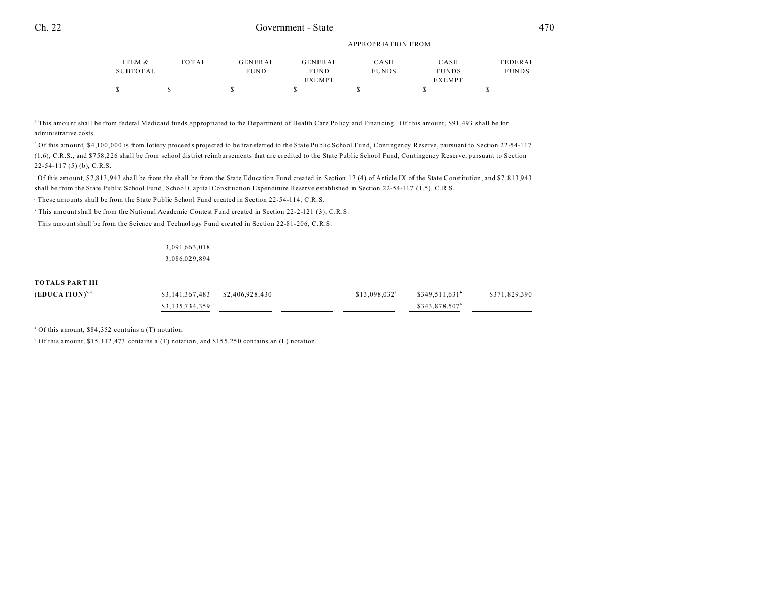| ITEM & SUBTOTAL | TOTAL | APPROPRIATION FROM GENERAL FUND | GENERAL FUND EXEMPT | CASH FUNDS | CASH FUNDS EXEMPT | FEDERAL FUNDS |
|---|---|---|---|---|---|---|
| $ | $ | $ | $ | $ | $ | $ |

[g] This amount shall be from federal Medicaid funds appropriated to the Department of Health Care Policy and Financing. Of this amount, $91,493 shall be for administrative costs.

[h] Of this amount, $4,100,000 is from lottery proceeds projected to be transferred to the State Public School Fund, Contingency Reserve, pursuant to Section 22-54-117 (1.6), C.R.S., and $758,226 shall be from school district reimbursements that are credited to the State Public School Fund, Contingency Reserve, pursuant to Section 22-54-117 (5) (b), C.R.S.

[i] Of this amount, $7,813,943 shall be from the shall be from the State Education Fund created in Section 17 (4) of Article IX of the State Constitution, and $7,813,943 shall be from the State Public School Fund, School Capital Construction Expenditure Reserve established in Section 22-54-117 (1.5), C.R.S.

[j] These amounts shall be from the State Public School Fund created in Section 22-54-114, C.R.S.

[k] This amount shall be from the National Academic Contest Fund created in Section 22-2-121 (3), C.R.S.

[l] This amount shall be from the Science and Technology Fund created in Section 22-81-206, C.R.S.

| | ITEM & SUBTOTAL | TOTAL | GENERAL FUND | GENERAL FUND EXEMPT | CASH FUNDS | CASH FUNDS EXEMPT | FEDERAL FUNDS |
|---|---|---|---|---|---|---|---|
| | | ~~3,091,663,018~~ 3,086,029,894 | | | | | |
| **TOTALS PART III (EDUCATION)**[5, 6] | | ~~$3,141,367,483~~ $3,135,734,359 | $2,406,928,430 | | $13,098,032[a] | ~~$349,511,631~~[b] $343,878,507[b] | $371,829,390 |

[a] Of this amount, $84,352 contains a (T) notation.

[b] Of this amount, $15,112,473 contains a (T) notation, and $155,250 contains an (L) notation.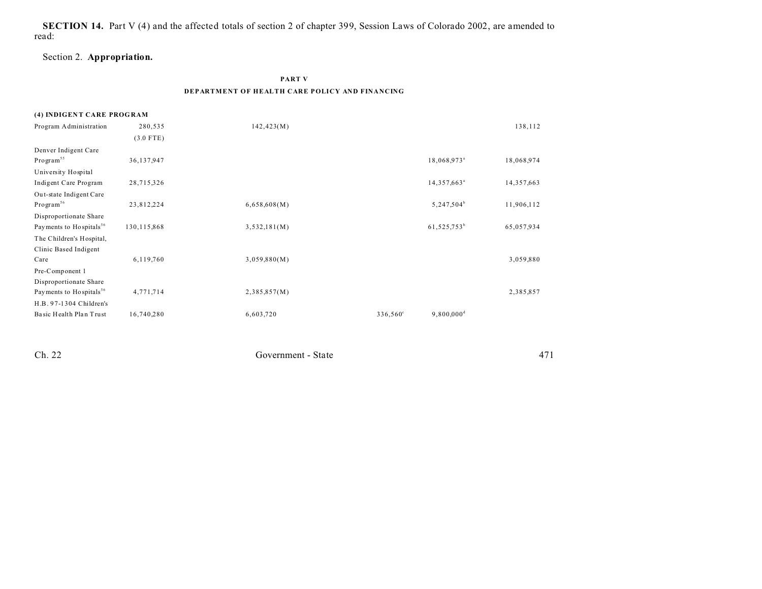**SECTION 14.** Part V (4) and the affected totals of section 2 of chapter 399, Session Laws of Colorado 2002, are amended to read:

Section 2. **Appropriation.**

PART V

DEPARTMENT OF HEALTH CARE POLICY AND FINANCING

| | | | | | |
|---|---|---|---|---|---|
| **(4) INDIGENT CARE PROGRAM** | | | | | |
| Program Administration | 280,535 (3.0 FTE) | 142,423(M) | | | 138,112 |
| Denver Indigent Care Program[55] | 36,137,947 | | | 18,068,973[a] | 18,068,974 |
| University Hospital Indigent Care Program | 28,715,326 | | | 14,357,663[a] | 14,357,663 |
| Out-state Indigent Care Program[56] | 23,812,224 | 6,658,608(M) | | 5,247,504[b] | 11,906,112 |
| Disproportionate Share Payments to Hospitals[56] | 130,115,868 | 3,532,181(M) | | 61,525,753[b] | 65,057,934 |
| The Children's Hospital, Clinic Based Indigent Care | 6,119,760 | 3,059,880(M) | | | 3,059,880 |
| Pre-Component 1 Disproportionate Share Payments to Hospitals[56] | 4,771,714 | 2,385,857(M) | | | 2,385,857 |
| H.B. 97-1304 Children's Basic Health Plan Trust | 16,740,280 | 6,603,720 | 336,560[c] | 9,800,000[d] | |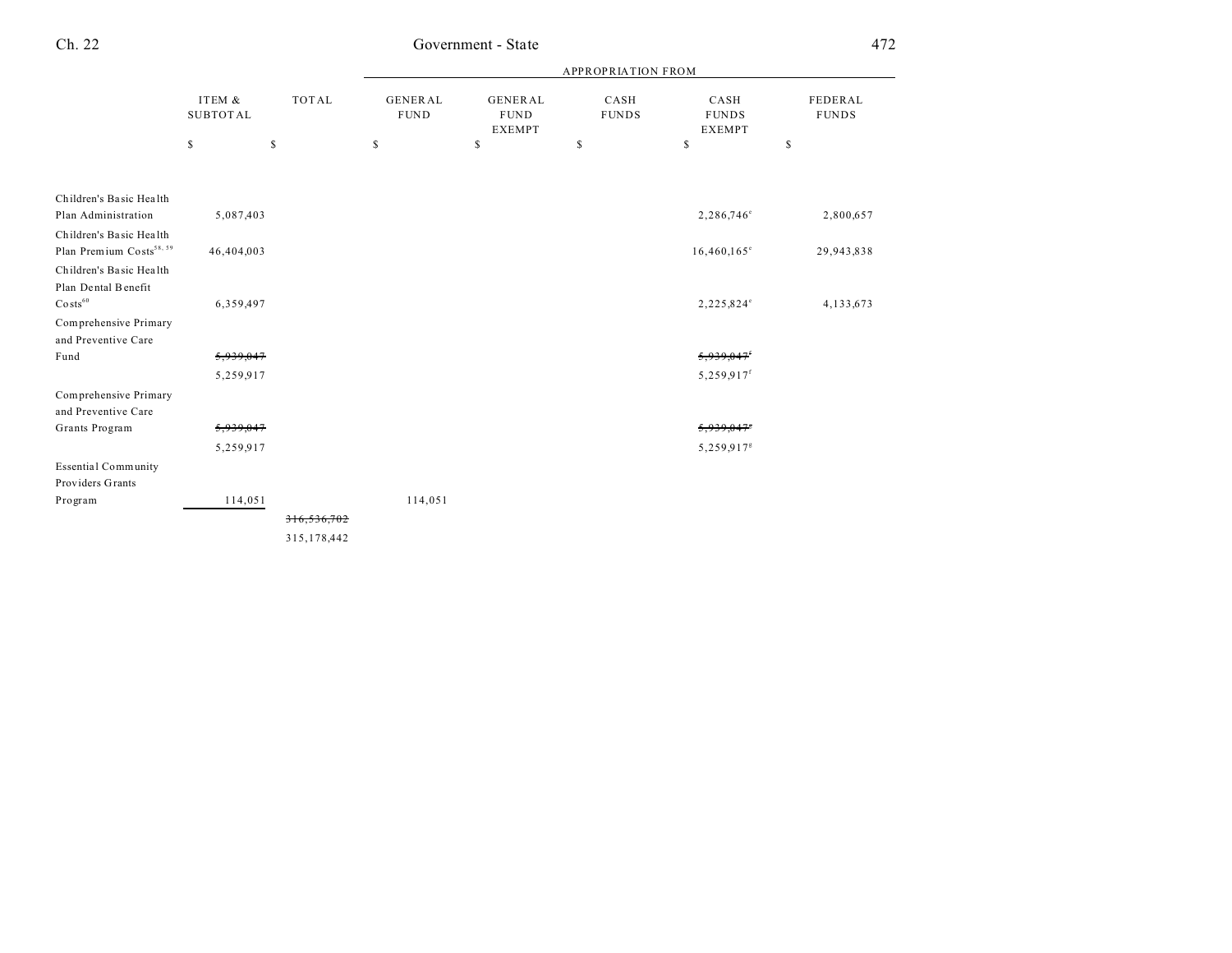| | ITEM & SUBTOTAL | TOTAL | APPROPRIATION FROM GENERAL FUND | GENERAL FUND EXEMPT | CASH FUNDS | CASH FUNDS EXEMPT | FEDERAL FUNDS |
|---|---|---|---|---|---|---|---|
| | $ | $ | $ | $ | $ | $ | $ |
| Children's Basic Health Plan Administration | 5,087,403 | | | | | 2,286,746[e] | 2,800,657 |
| Children's Basic Health Plan Premium Costs[58, 59] | 46,404,003 | | | | | 16,460,165[e] | 29,943,838 |
| Children's Basic Health Plan Dental Benefit Costs[60] | 6,359,497 | | | | | 2,225,824[e] | 4,133,673 |
| Comprehensive Primary and Preventive Care Fund | ~~5,939,047~~ 5,259,917 | | | | | ~~5,939,047~~[f] 5,259,917[f] | |
| Comprehensive Primary and Preventive Care Grants Program | ~~5,939,047~~ 5,259,917 | | | | | ~~5,939,047~~[g] 5,259,917[g] | |
| Essential Community Providers Grants Program | 114,051 | | 114,051 | | | | |
| | | ~~316,536,702~~ 315,178,442 | | | | | |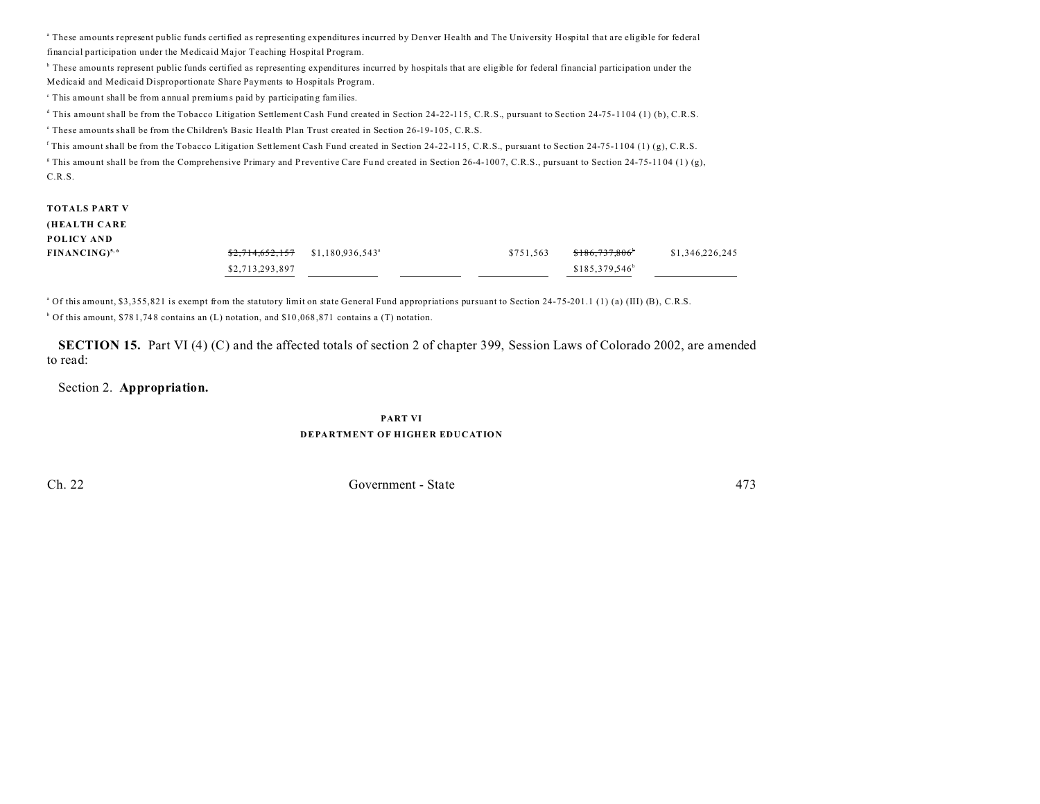[a] These amounts represent public funds certified as representing expenditures incurred by Denver Health and The University Hospital that are eligible for federal financial participation under the Medicaid Major Teaching Hospital Program.

[b] These amounts represent public funds certified as representing expenditures incurred by hospitals that are eligible for federal financial participation under the Medicaid and Medicaid Disproportionate Share Payments to Hospitals Program.

[c] This amount shall be from annual premiums paid by participating families.

[d] This amount shall be from the Tobacco Litigation Settlement Cash Fund created in Section 24-22-115, C.R.S., pursuant to Section 24-75-1104 (1) (b), C.R.S.

[e] These amounts shall be from the Children's Basic Health Plan Trust created in Section 26-19-105, C.R.S.

[f] This amount shall be from the Tobacco Litigation Settlement Cash Fund created in Section 24-22-115, C.R.S., pursuant to Section 24-75-1104 (1) (g), C.R.S.

[g] This amount shall be from the Comprehensive Primary and Preventive Care Fund created in Section 26-4-1007, C.R.S., pursuant to Section 24-75-1104 (1) (g), C.R.S.

| | | | | | | |
|---|---|---|---|---|---|---|
| **TOTALS PART V (HEALTH CARE POLICY AND FINANCING)**[5, 6] | ~~$2,714,652,157~~ $2,713,293,897 | $1,180,936,543[a] | | $751,563 | ~~$186,737,806~~[b] $185,379,546[b] | $1,346,226,245 |

[a] Of this amount, $3,355,821 is exempt from the statutory limit on state General Fund appropriations pursuant to Section 24-75-201.1 (1) (a) (III) (B), C.R.S.

[b] Of this amount, $781,748 contains an (L) notation, and $10,068,871 contains a (T) notation.

**SECTION 15.** Part VI (4) (C) and the affected totals of section 2 of chapter 399, Session Laws of Colorado 2002, are amended to read:

Section 2. **Appropriation.**

**PART VI**
**DEPARTMENT OF HIGHER EDUCATION**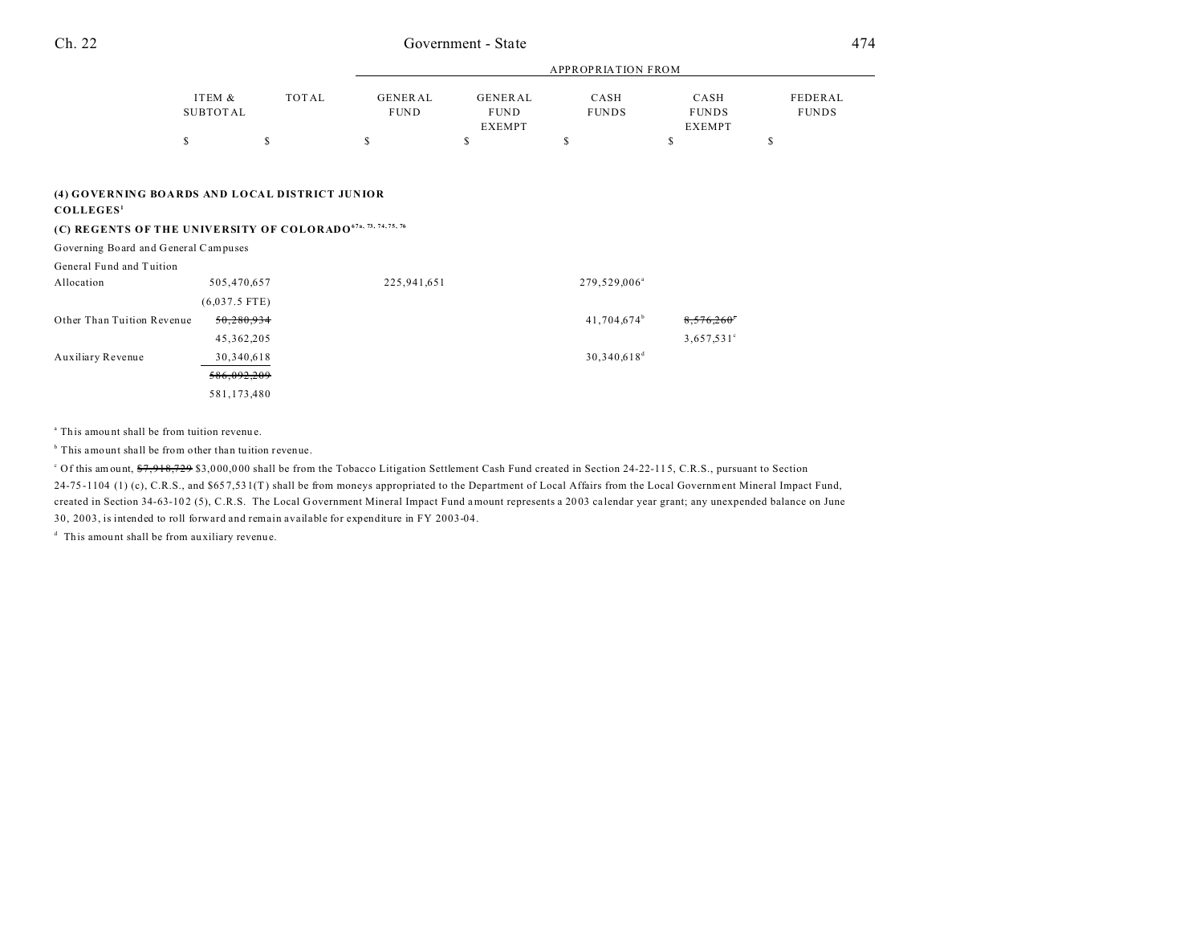| | ITEM & SUBTOTAL | TOTAL | GENERAL FUND | GENERAL FUND EXEMPT | CASH FUNDS | CASH FUNDS EXEMPT | FEDERAL FUNDS |
|---|---|---|---|---|---|---|---|
| | | | APPROPRIATION FROM | | | | |
| | $ | $ | $ | $ | $ | $ | $ |
| **(4) GOVERNING BOARDS AND LOCAL DISTRICT JUNIOR COLLEGES**[1] | | | | | | | |
| **(C) REGENTS OF THE UNIVERSITY OF COLORADO**[67a, 73, 74, 75, 76] | | | | | | | |
| Governing Board and General Campuses | | | | | | | |
| General Fund and Tuition Allocation | 505,470,657 | | 225,941,651 | | 279,529,006[a] | | |
| | (6,037.5 FTE) | | | | | | |
| Other Than Tuition Revenue | ~~50,280,934~~ 45,362,205 | | | | 41,704,674[b] | ~~8,576,260~~[c] 3,657,531[c] | |
| Auxiliary Revenue | 30,340,618 | | | | 30,340,618[d] | | |
| | ~~586,092,209~~ 581,173,480 | | | | | | |

[a] This amount shall be from tuition revenue.

[b] This amount shall be from other than tuition revenue.

[c] Of this amount, ~~$7,918,729~~ $3,000,000 shall be from the Tobacco Litigation Settlement Cash Fund created in Section 24-22-115, C.R.S., pursuant to Section 24-75-1104 (1) (c), C.R.S., and $657,531(T) shall be from moneys appropriated to the Department of Local Affairs from the Local Government Mineral Impact Fund, created in Section 34-63-102 (5), C.R.S. The Local Government Mineral Impact Fund amount represents a 2003 calendar year grant; any unexpended balance on June 30, 2003, is intended to roll forward and remain available for expenditure in FY 2003-04.

[d] This amount shall be from auxiliary revenue.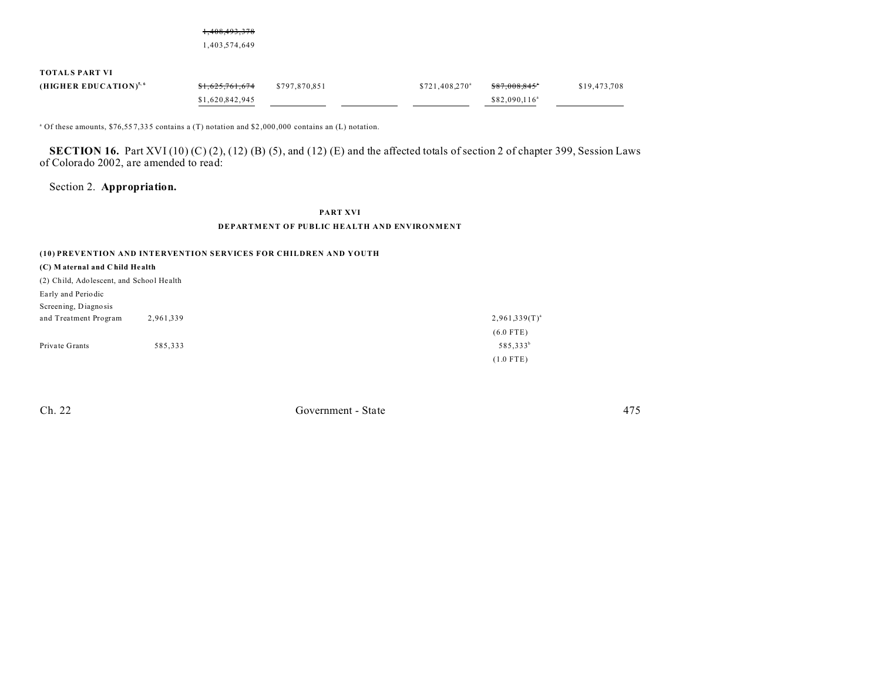| | | | | | | |
|---|---|---|---|---|---|---|
| | ~~1,408,493,378~~ 1,403,574,649 | | | | | |
| **TOTALS PART VI (HIGHER EDUCATION)**[5, 6] | ~~$1,625,761,674~~ $1,620,842,945 | $797,870,851 | | $721,408,270[a] | ~~$87,008,845~~[a] $82,090,116[a] | $19,473,708 |

[a] Of these amounts, $76,557,335 contains a (T) notation and $2,000,000 contains an (L) notation.

**SECTION 16.** Part XVI (10) (C) (2), (12) (B) (5), and (12) (E) and the affected totals of section 2 of chapter 399, Session Laws of Colorado 2002, are amended to read:

Section 2. **Appropriation.**

**PART XVI**

**DEPARTMENT OF PUBLIC HEALTH AND ENVIRONMENT**

**(10) PREVENTION AND INTERVENTION SERVICES FOR CHILDREN AND YOUTH**

**(C) Maternal and Child Health**

(2) Child, Adolescent, and School Health

| | | | | | | | |
|---|---|---|---|---|---|---|---|
| Early and Periodic Screening, Diagnosis and Treatment Program | 2,961,339 | | | | | 2,961,339(T)[a] (6.0 FTE) | |
| Private Grants | 585,333 | | | | | 585,333[b] (1.0 FTE) | |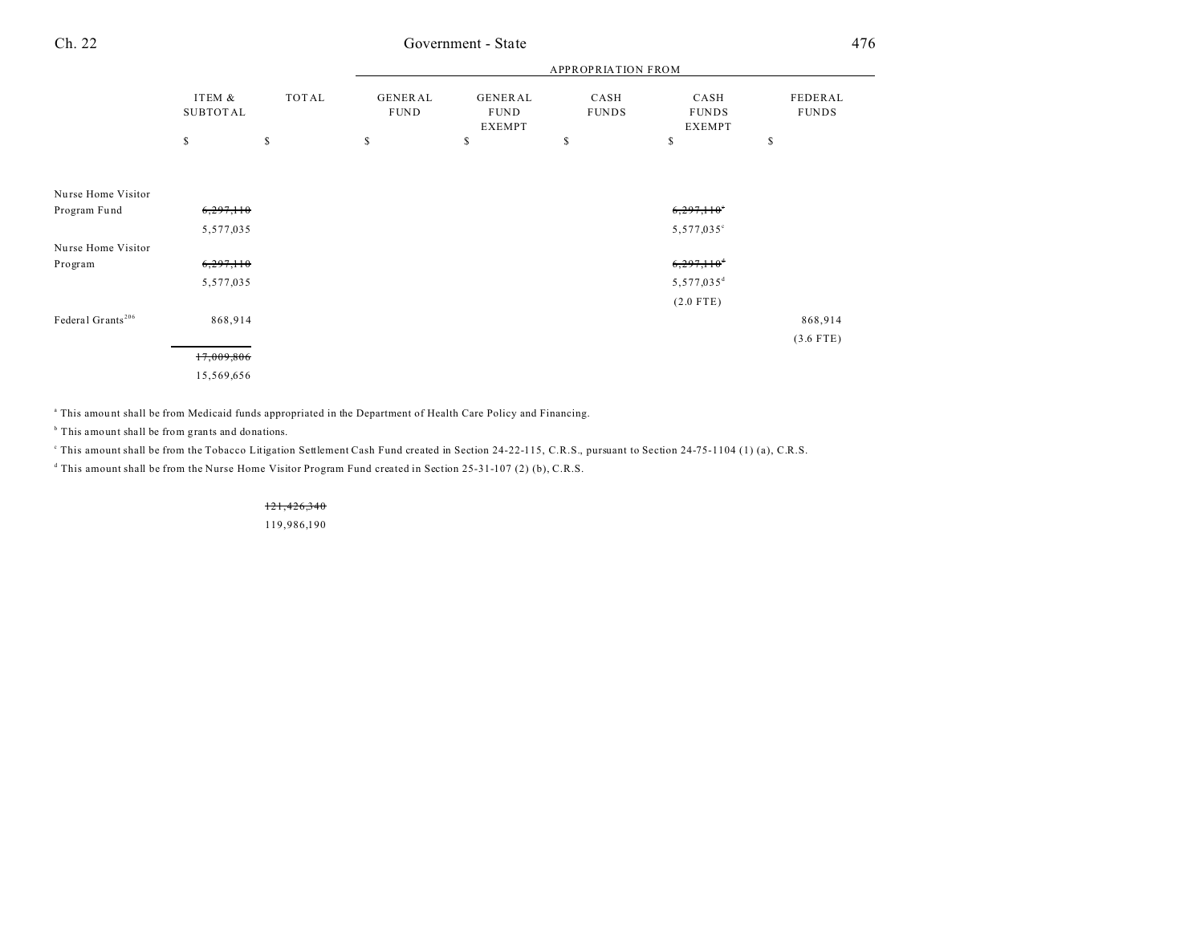| | ITEM & SUBTOTAL | TOTAL | APPROPRIATION FROM GENERAL FUND | GENERAL FUND EXEMPT | CASH FUNDS | CASH FUNDS EXEMPT | FEDERAL FUNDS |
|---|---|---|---|---|---|---|---|
| | $ | $ | $ | $ | $ | $ | $ |
| Nurse Home Visitor Program Fund | ~~6,297,110~~ 5,577,035 | | | | | ~~6,297,110~~[c] 5,577,035[c] | |
| Nurse Home Visitor Program | ~~6,297,110~~ 5,577,035 | | | | | ~~6,297,110~~[d] 5,577,035[d] (2.0 FTE) | |
| Federal Grants[206] | 868,914 | | | | | | 868,914 (3.6 FTE) |
| | ~~17,009,806~~ 15,569,656 | | | | | | |

[a] This amount shall be from Medicaid funds appropriated in the Department of Health Care Policy and Financing.

[b] This amount shall be from grants and donations.

[c] This amount shall be from the Tobacco Litigation Settlement Cash Fund created in Section 24-22-115, C.R.S., pursuant to Section 24-75-1104 (1) (a), C.R.S.

[d] This amount shall be from the Nurse Home Visitor Program Fund created in Section 25-31-107 (2) (b), C.R.S.

| | | TOTAL |
|---|---|---|
| | | ~~121,426,340~~ 119,986,190 |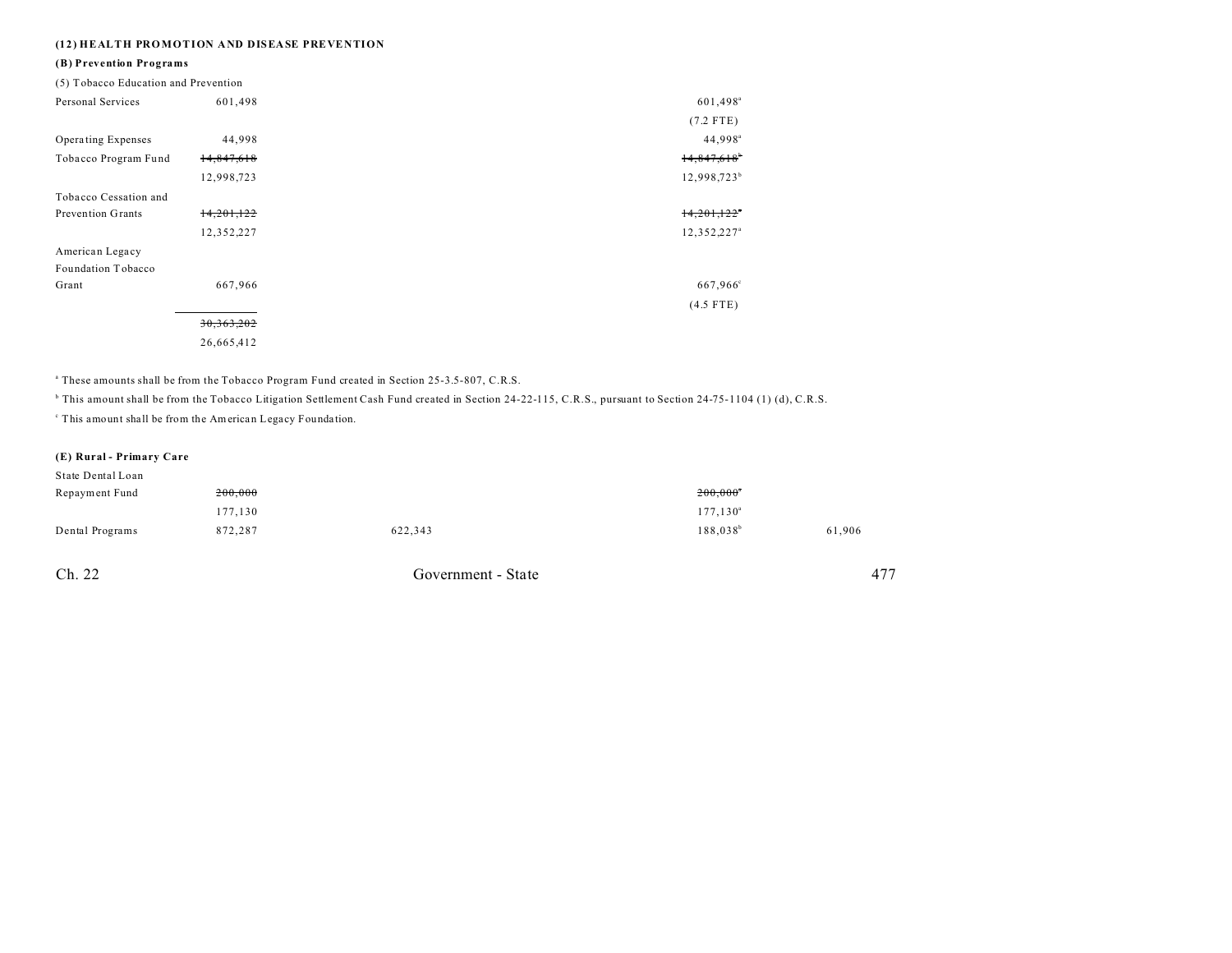**(12) HEALTH PROMOTION AND DISEASE PREVENTION**

**(B) Prevention Programs**

(5) Tobacco Education and Prevention

| | | | | | |
|---|---|---|---|---|---|
| Personal Services | 601,498 | | | 601,498[a] | |
| | | | | (7.2 FTE) | |
| Operating Expenses | 44,998 | | | 44,998[a] | |
| Tobacco Program Fund | ~~14,847,618~~ | | | ~~14,847,618~~[b] | |
| | 12,998,723 | | | 12,998,723[b] | |
| Tobacco Cessation and Prevention Grants | ~~14,201,122~~ | | | ~~14,201,122~~[a] | |
| | 12,352,227 | | | 12,352,227[a] | |
| American Legacy Foundation Tobacco Grant | 667,966 | | | 667,966[c] | |
| | | | | (4.5 FTE) | |
| | ~~30,363,202~~ | | | | |
| | 26,665,412 | | | | |

[a] These amounts shall be from the Tobacco Program Fund created in Section 25-3.5-807, C.R.S.

[b] This amount shall be from the Tobacco Litigation Settlement Cash Fund created in Section 24-22-115, C.R.S., pursuant to Section 24-75-1104 (1) (d), C.R.S.

[c] This amount shall be from the American Legacy Foundation.

**(E) Rural - Primary Care**

| | | | | | |
|---|---|---|---|---|---|
| State Dental Loan Repayment Fund | ~~200,000~~ | | | ~~200,000~~[a] | |
| | 177,130 | | | 177,130[a] | |
| Dental Programs | 872,287 | | 622,343 | 188,038[b] | 61,906 |

Ch. 22 Government - State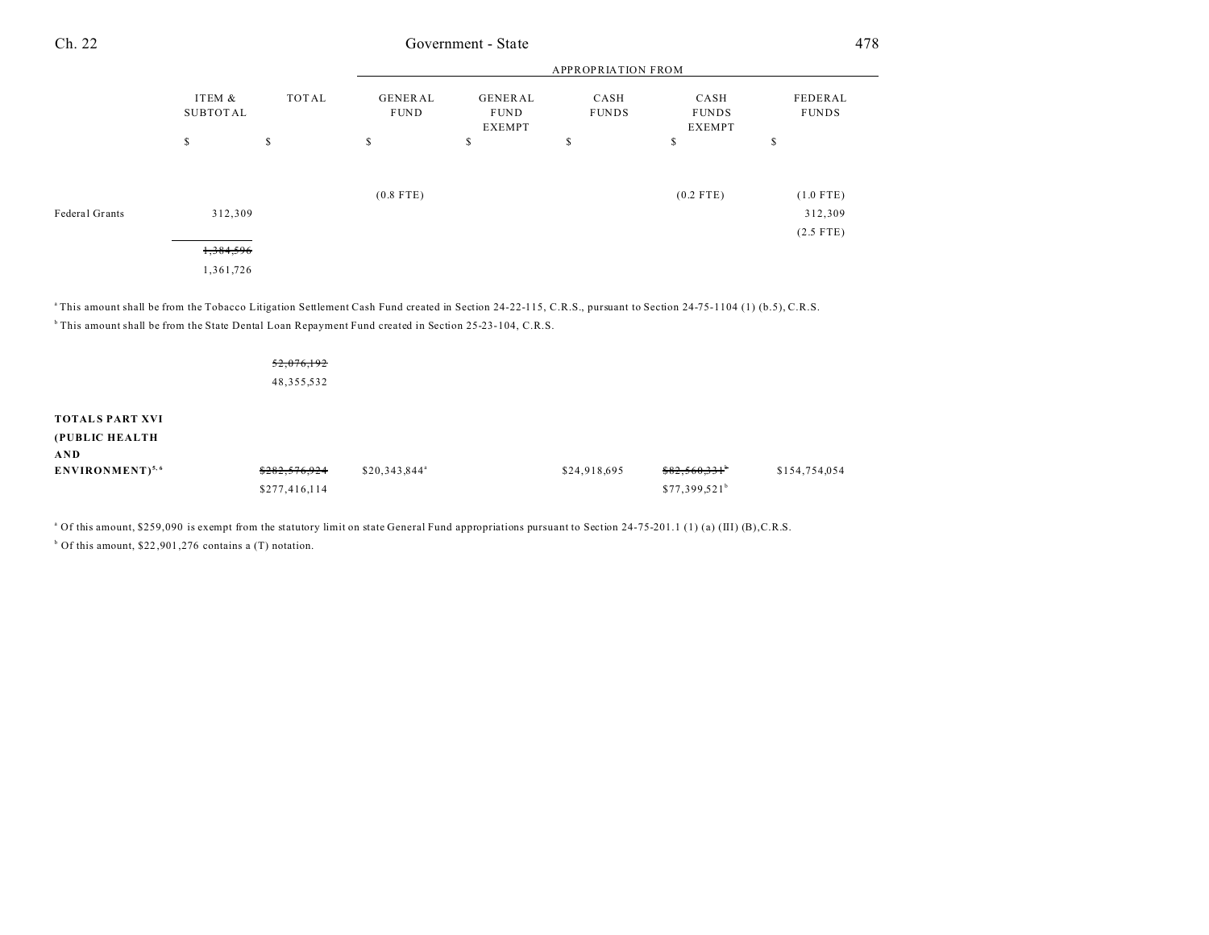| | ITEM & SUBTOTAL | TOTAL | GENERAL FUND | GENERAL FUND EXEMPT | CASH FUNDS | CASH FUNDS EXEMPT | FEDERAL FUNDS |
|---|---|---|---|---|---|---|---|
| | | | APPROPRIATION FROM | | | | |
| | $ | $ | $ | $ | $ | $ | $ |
| | | | (0.8 FTE) | | | (0.2 FTE) | (1.0 FTE) |
| Federal Grants | 312,309 | | | | | | 312,309 (2.5 FTE) |
| | ~~1,384,596~~ 1,361,726 | | | | | | |

[a] This amount shall be from the Tobacco Litigation Settlement Cash Fund created in Section 24-22-115, C.R.S., pursuant to Section 24-75-1104 (1) (b.5), C.R.S.

[b] This amount shall be from the State Dental Loan Repayment Fund created in Section 25-23-104, C.R.S.

| | ITEM & SUBTOTAL | TOTAL | GENERAL FUND | GENERAL FUND EXEMPT | CASH FUNDS | CASH FUNDS EXEMPT | FEDERAL FUNDS |
|---|---|---|---|---|---|---|---|
| | | ~~52,076,192~~ 48,355,532 | | | | | |
| **TOTALS PART XVI (PUBLIC HEALTH AND ENVIRONMENT)**[5, 6] | | ~~$282,576,924~~ $277,416,114 | $20,343,844[a] | | $24,918,695 | ~~$82,560,331~~[b] $77,399,521[b] | $154,754,054 |

[a] Of this amount, $259,090 is exempt from the statutory limit on state General Fund appropriations pursuant to Section 24-75-201.1 (1) (a) (III) (B),C.R.S.

[b] Of this amount, $22,901,276 contains a (T) notation.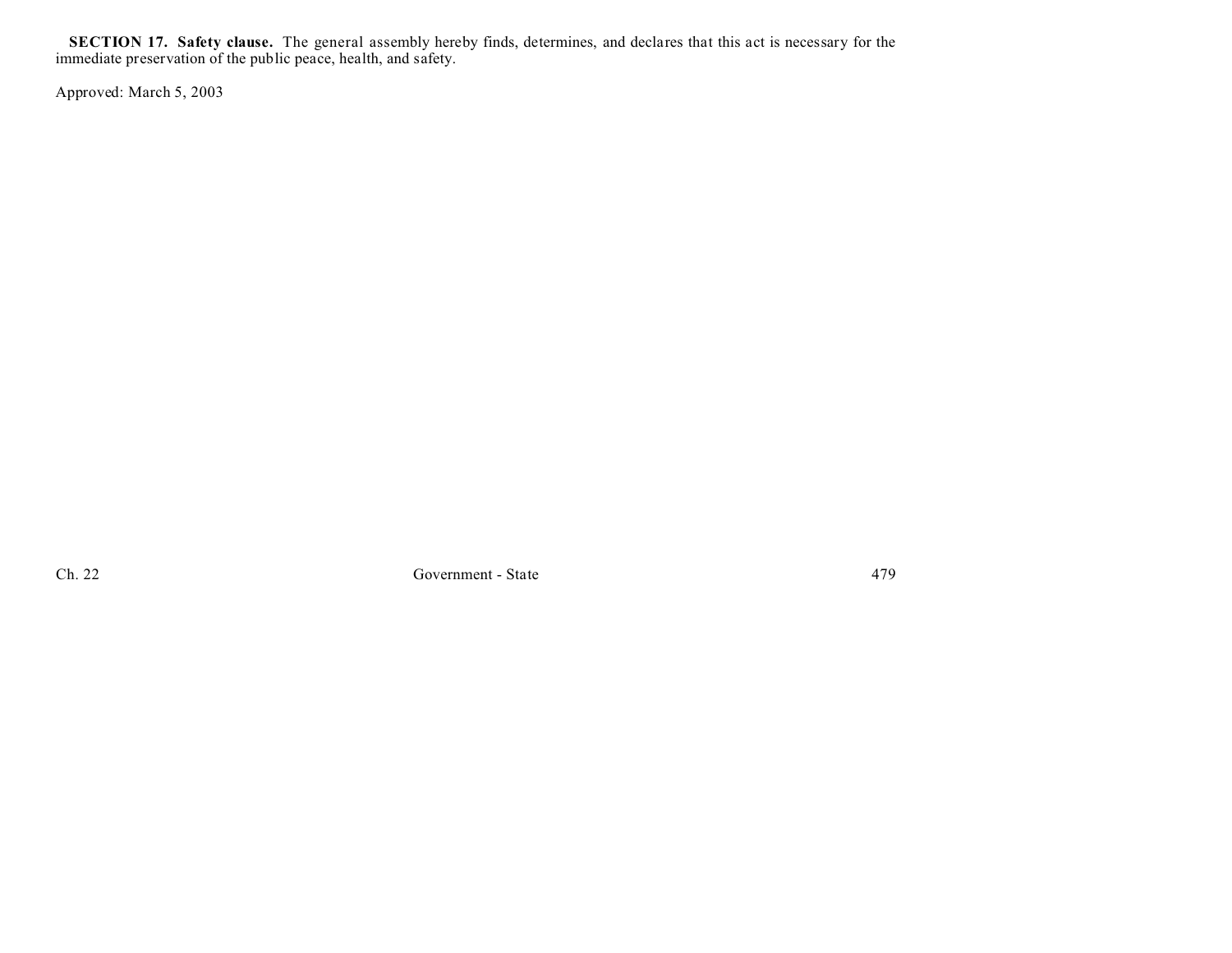**SECTION 17. Safety clause.** The general assembly hereby finds, determines, and declares that this act is necessary for the immediate preservation of the public peace, health, and safety.

Approved: March 5, 2003